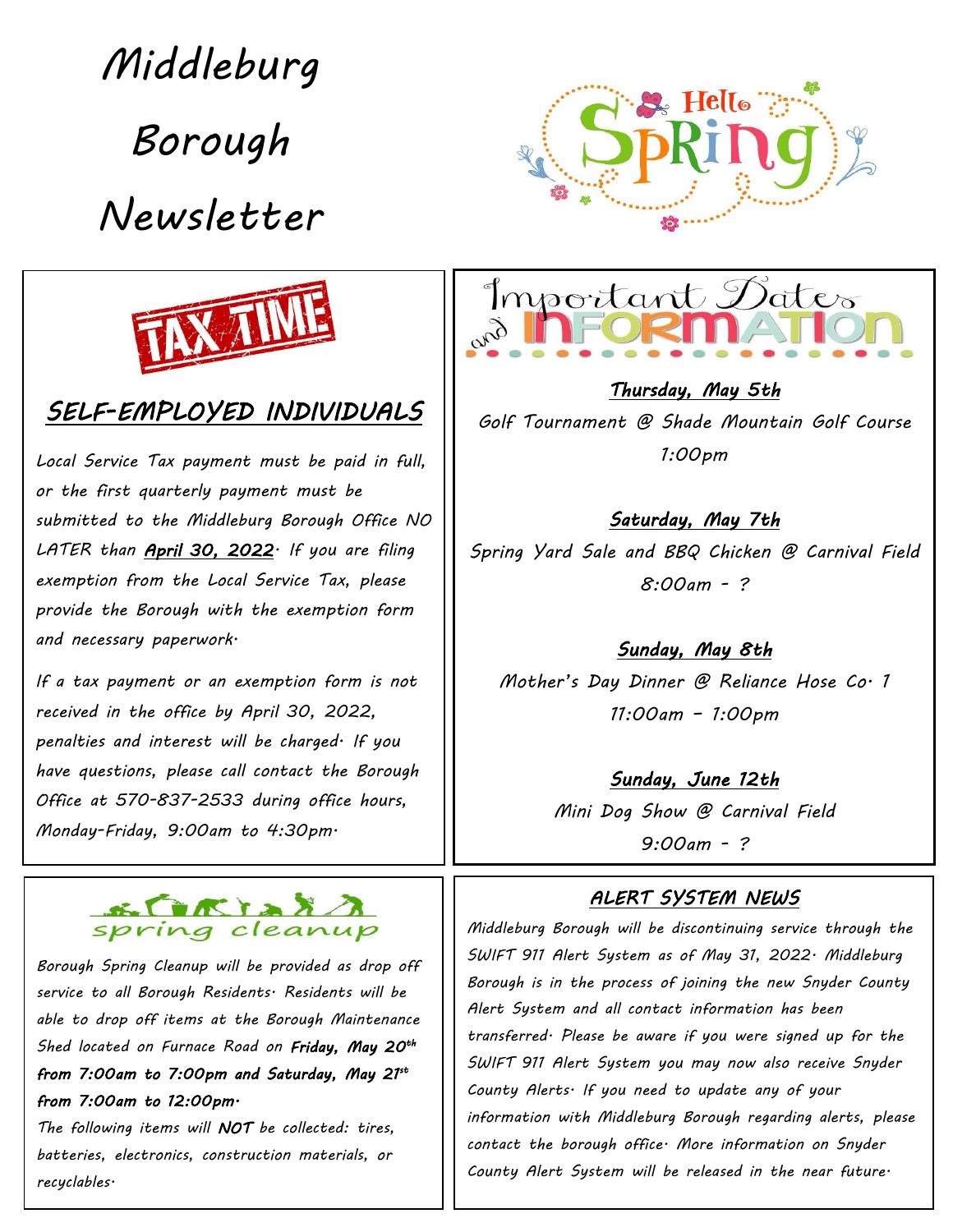# Middleburg Borough Newsletter

Hello Spring

TAX TIME

## SELF-EMPLOYED INDIVIDUALS

*Local Service Tax payment must be paid in full, or the first quarterly payment must be submitted to the Middleburg Borough Office NO LATER than **April 30, 2022**. If you are filing exemption from the Local Service Tax, please provide the Borough with the exemption form and necessary paperwork.*

*If a tax payment or an exemption form is not received in the office by April 30, 2022, penalties and interest will be charged. If you have questions, please call contact the Borough Office at 570-837-2533 during office hours, Monday-Friday, 9:00am to 4:30pm.*

## Important Dates and INFORMATION

***Thursday, May 5th***

*Golf Tournament @ Shade Mountain Golf Course*

*1:00pm*

***Saturday, May 7th***

*Spring Yard Sale and BBQ Chicken @ Carnival Field*

*8:00am - ?*

***Sunday, May 8th***

*Mother's Day Dinner @ Reliance Hose Co. 1*

*11:00am - 1:00pm*

***Sunday, June 12th***

*Mini Dog Show @ Carnival Field*

*9:00am - ?*

## spring cleanup

*Borough Spring Cleanup will be provided as drop off service to all Borough Residents. Residents will be able to drop off items at the Borough Maintenance Shed located on Furnace Road on **Friday, May 20th from 7:00am to 7:00pm and Saturday, May 21st from 7:00am to 12:00pm.***

*The following items will **NOT** be collected: tires, batteries, electronics, construction materials, or recyclables.*

## ALERT SYSTEM NEWS

*Middleburg Borough will be discontinuing service through the SWIFT 911 Alert System as of May 31, 2022. Middleburg Borough is in the process of joining the new Snyder County Alert System and all contact information has been transferred. Please be aware if you were signed up for the SWIFT 911 Alert System you may now also receive Snyder County Alerts. If you need to update any of your information with Middleburg Borough regarding alerts, please contact the borough office. More information on Snyder County Alert System will be released in the near future.*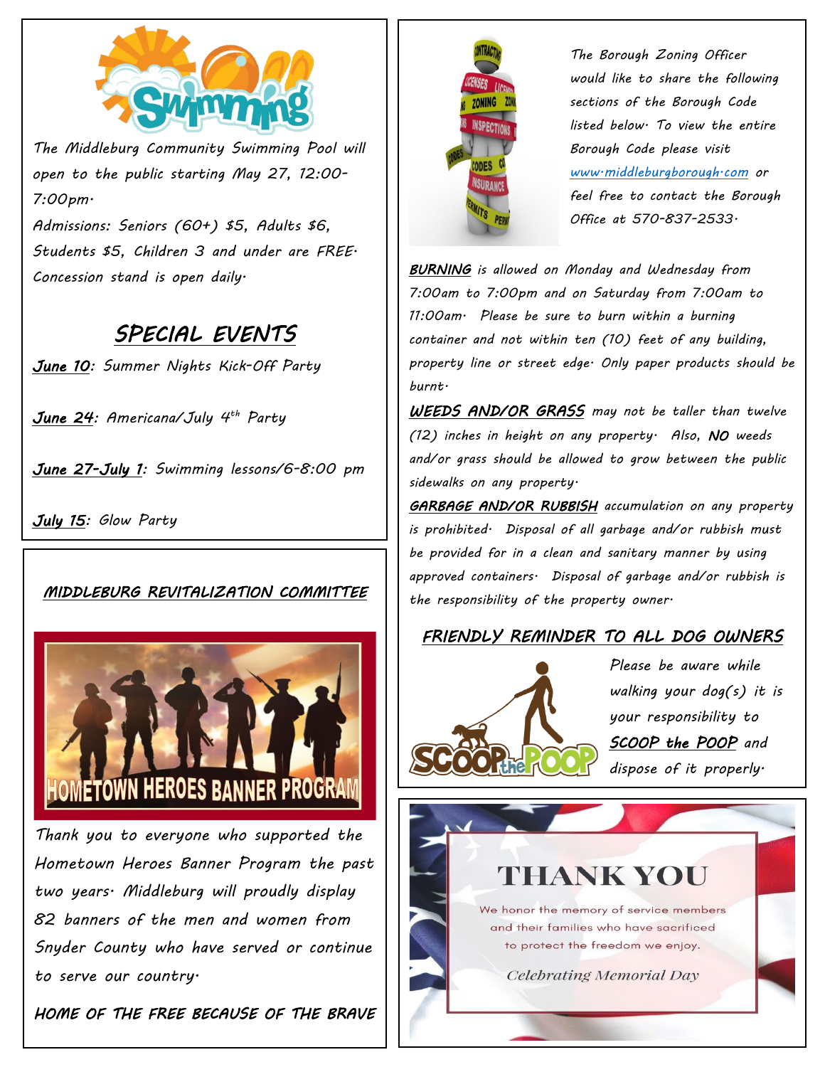The Middleburg Community Swimming Pool will open to the public starting May 27, 12:00-7:00pm.

Admissions: Seniors (60+) $5, Adults $6, Students $5, Children 3 and under are FREE. Concession stand is open daily.

## SPECIAL EVENTS

**June 10**: Summer Nights Kick-Off Party

**June 24**: Americana/July 4th Party

**June 27-July 1**: Swimming lessons/6-8:00 pm

**July 15**: Glow Party

## MIDDLEBURG REVITALIZATION COMMITTEE

HOMETOWN HEROES BANNER PROGRAM

Thank you to everyone who supported the Hometown Heroes Banner Program the past two years. Middleburg will proudly display 82 banners of the men and women from Snyder County who have served or continue to serve our country.

**HOME OF THE FREE BECAUSE OF THE BRAVE**

The Borough Zoning Officer would like to share the following sections of the Borough Code listed below. To view the entire Borough Code please visit www.middleburgborough.com or feel free to contact the Borough Office at 570-837-2533.

**BURNING** is allowed on Monday and Wednesday from 7:00am to 7:00pm and on Saturday from 7:00am to 11:00am. Please be sure to burn within a burning container and not within ten (10) feet of any building, property line or street edge. Only paper products should be burnt.

**WEEDS AND/OR GRASS** may not be taller than twelve (12) inches in height on any property. Also, **NO** weeds and/or grass should be allowed to grow between the public sidewalks on any property.

**GARBAGE AND/OR RUBBISH** accumulation on any property is prohibited. Disposal of all garbage and/or rubbish must be provided for in a clean and sanitary manner by using approved containers. Disposal of garbage and/or rubbish is the responsibility of the property owner.

## FRIENDLY REMINDER TO ALL DOG OWNERS

Please be aware while walking your dog(s) it is your responsibility to **SCOOP the POOP** and dispose of it properly.

## THANK YOU

We honor the memory of service members and their families who have sacrificed to protect the freedom we enjoy.

*Celebrating Memorial Day*